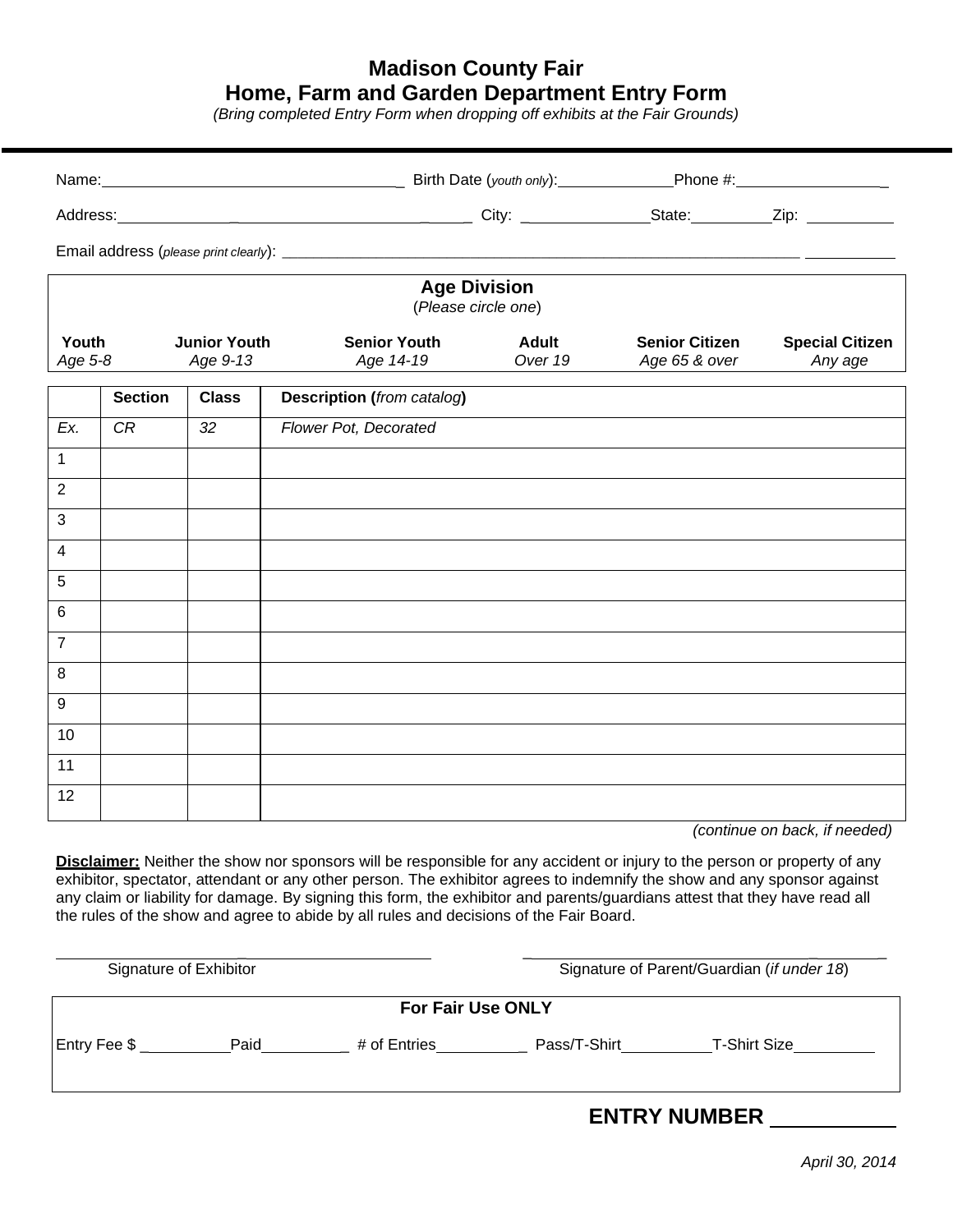# Madison County Fair
## Home, Farm and Garden Department Entry Form

*(Bring completed Entry Form when dropping off exhibits at the Fair Grounds)*

Name:_________________________ Birth Date (*youth only*):____________ Phone #:________________

Address:_________________________________ City: ______________ State:_________ Zip: __________

Email address (*please print clearly*): ________________________________________________________

| **Age Division** (*Please circle one*) | | | | | |
|---|---|---|---|---|---|
| **Youth** *Age 5-8* | **Junior Youth** *Age 9-13* | **Senior Youth** *Age 14-19* | **Adult** *Over 19* | **Senior Citizen** *Age 65 & over* | **Special Citizen** *Any age* |

| | **Section** | **Class** | **Description (*from catalog*)** |
|---|---|---|---|
| *Ex.* | *CR* | *32* | *Flower Pot, Decorated* |
| 1 | | | |
| 2 | | | |
| 3 | | | |
| 4 | | | |
| 5 | | | |
| 6 | | | |
| 7 | | | |
| 8 | | | |
| 9 | | | |
| 10 | | | |
| 11 | | | |
| 12 | | | |

*(continue on back, if needed)*

**Disclaimer:** Neither the show nor sponsors will be responsible for any accident or injury to the person or property of any exhibitor, spectator, attendant or any other person. The exhibitor agrees to indemnify the show and any sponsor against any claim or liability for damage. By signing this form, the exhibitor and parents/guardians attest that they have read all the rules of the show and agree to abide by all rules and decisions of the Fair Board.

_______________________________ Signature of Exhibitor

_______________________________ Signature of Parent/Guardian (*if under 18*)

**For Fair Use ONLY**

Entry Fee $ __________ Paid__________ # of Entries__________ Pass/T-Shirt__________ T-Shirt Size_________

**ENTRY NUMBER** ___________

*April 30, 2014*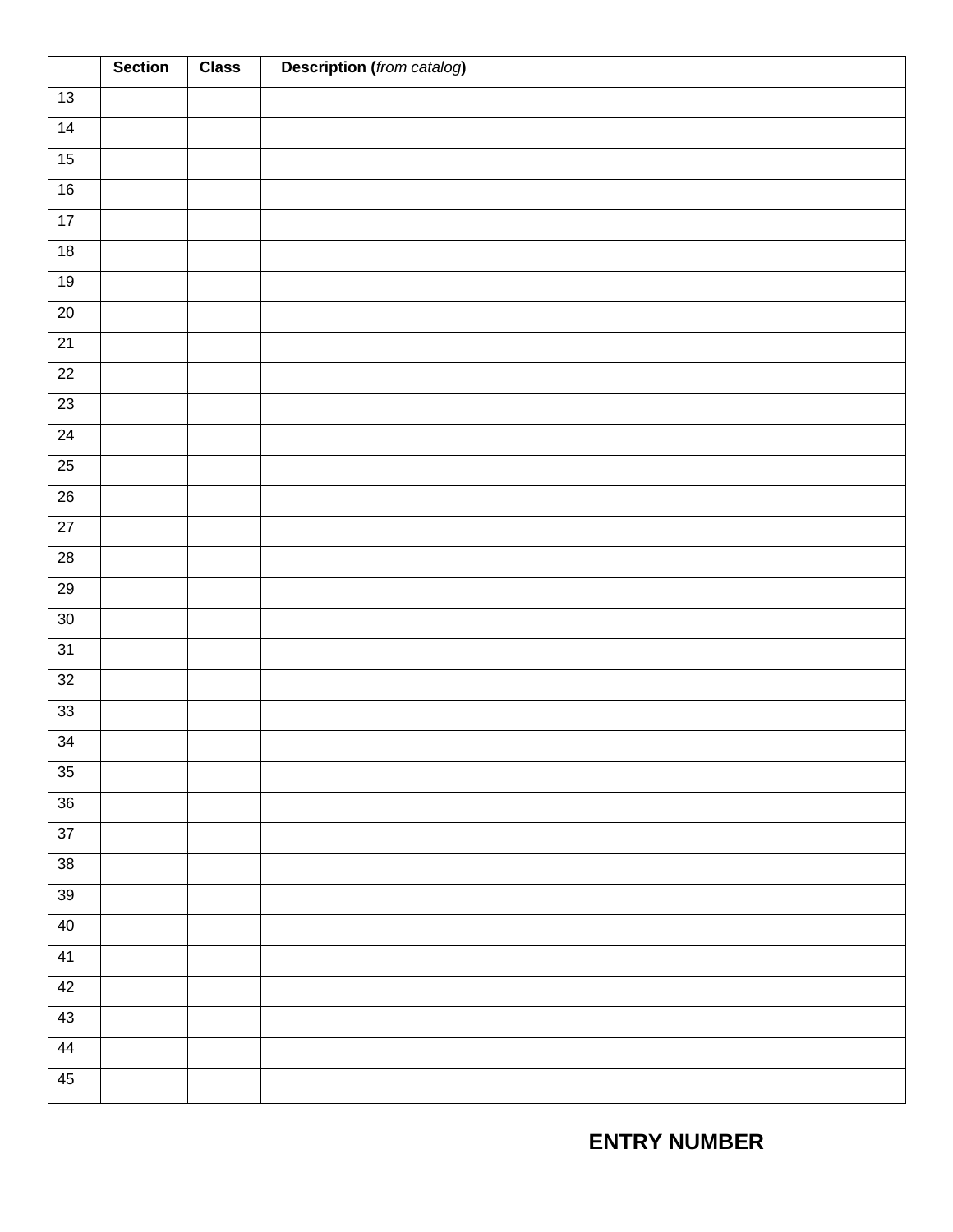| | Section | Class | Description (*from catalog*) |
|---|---|---|---|
| 13 | | | |
| 14 | | | |
| 15 | | | |
| 16 | | | |
| 17 | | | |
| 18 | | | |
| 19 | | | |
| 20 | | | |
| 21 | | | |
| 22 | | | |
| 23 | | | |
| 24 | | | |
| 25 | | | |
| 26 | | | |
| 27 | | | |
| 28 | | | |
| 29 | | | |
| 30 | | | |
| 31 | | | |
| 32 | | | |
| 33 | | | |
| 34 | | | |
| 35 | | | |
| 36 | | | |
| 37 | | | |
| 38 | | | |
| 39 | | | |
| 40 | | | |
| 41 | | | |
| 42 | | | |
| 43 | | | |
| 44 | | | |
| 45 | | | |

**ENTRY NUMBER** ___________